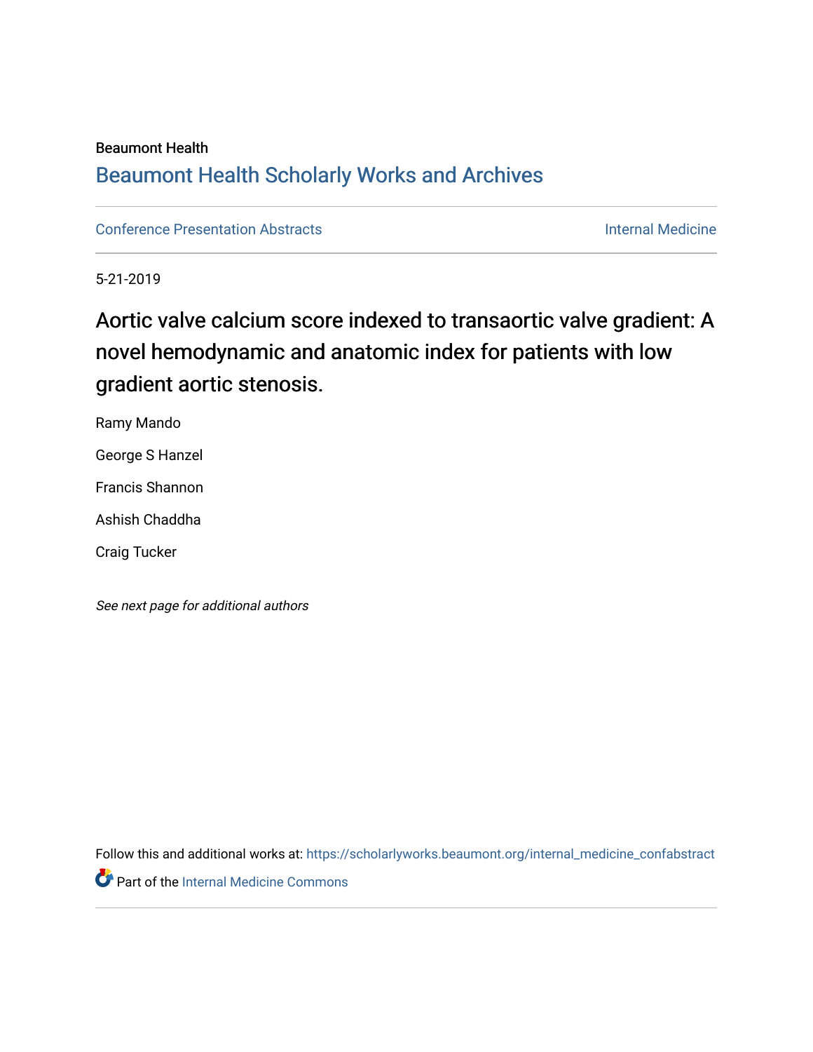Beaumont Health

# Beaumont Health Scholarly Works and Archives

Conference Presentation Abstracts

Internal Medicine

5-21-2019

## Aortic valve calcium score indexed to transaortic valve gradient: A novel hemodynamic and anatomic index for patients with low gradient aortic stenosis.

Ramy Mando

George S Hanzel

Francis Shannon

Ashish Chaddha

Craig Tucker

*See next page for additional authors*

Follow this and additional works at: https://scholarlyworks.beaumont.org/internal_medicine_confabstract

Part of the Internal Medicine Commons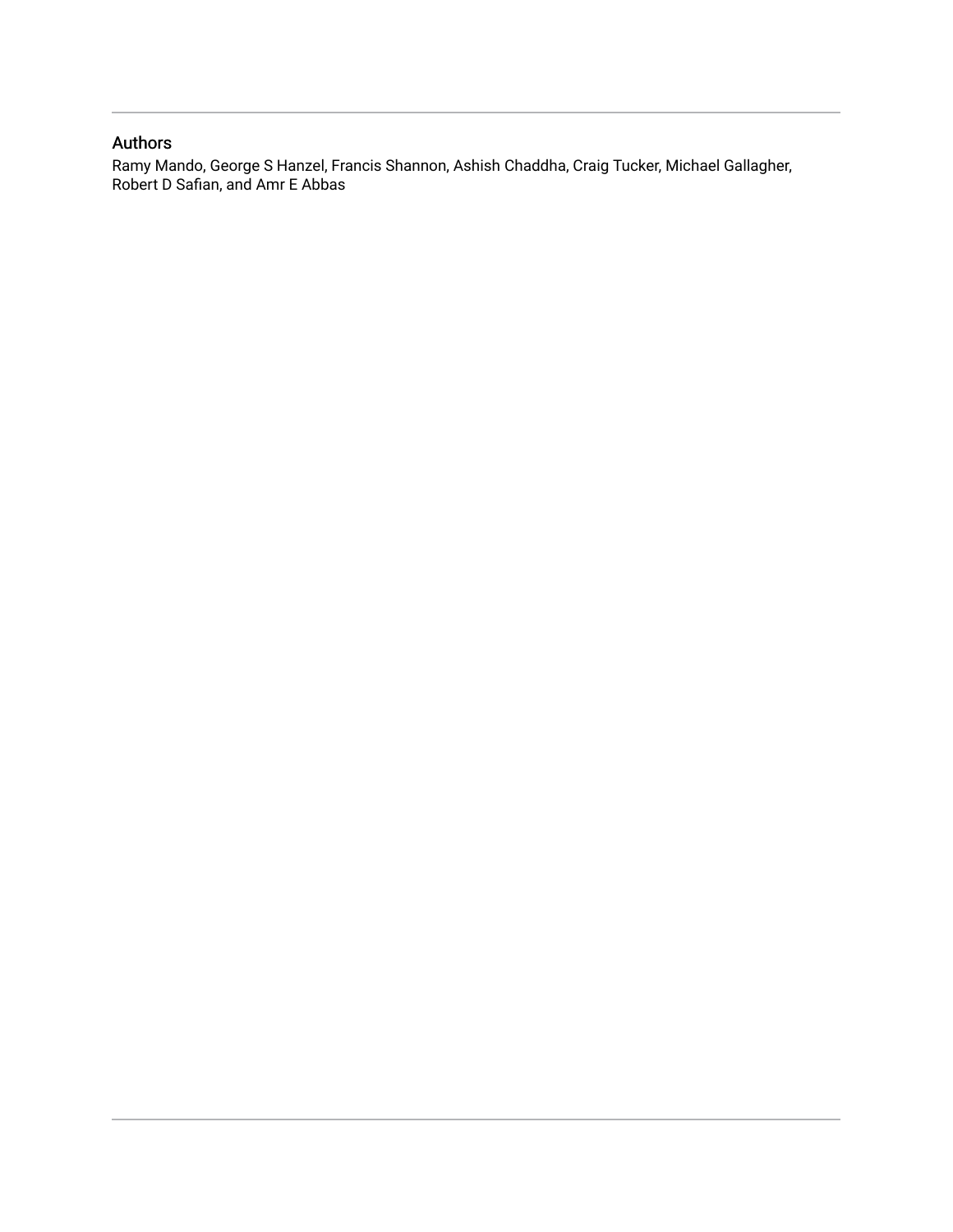## Authors

Ramy Mando, George S Hanzel, Francis Shannon, Ashish Chaddha, Craig Tucker, Michael Gallagher, Robert D Safian, and Amr E Abbas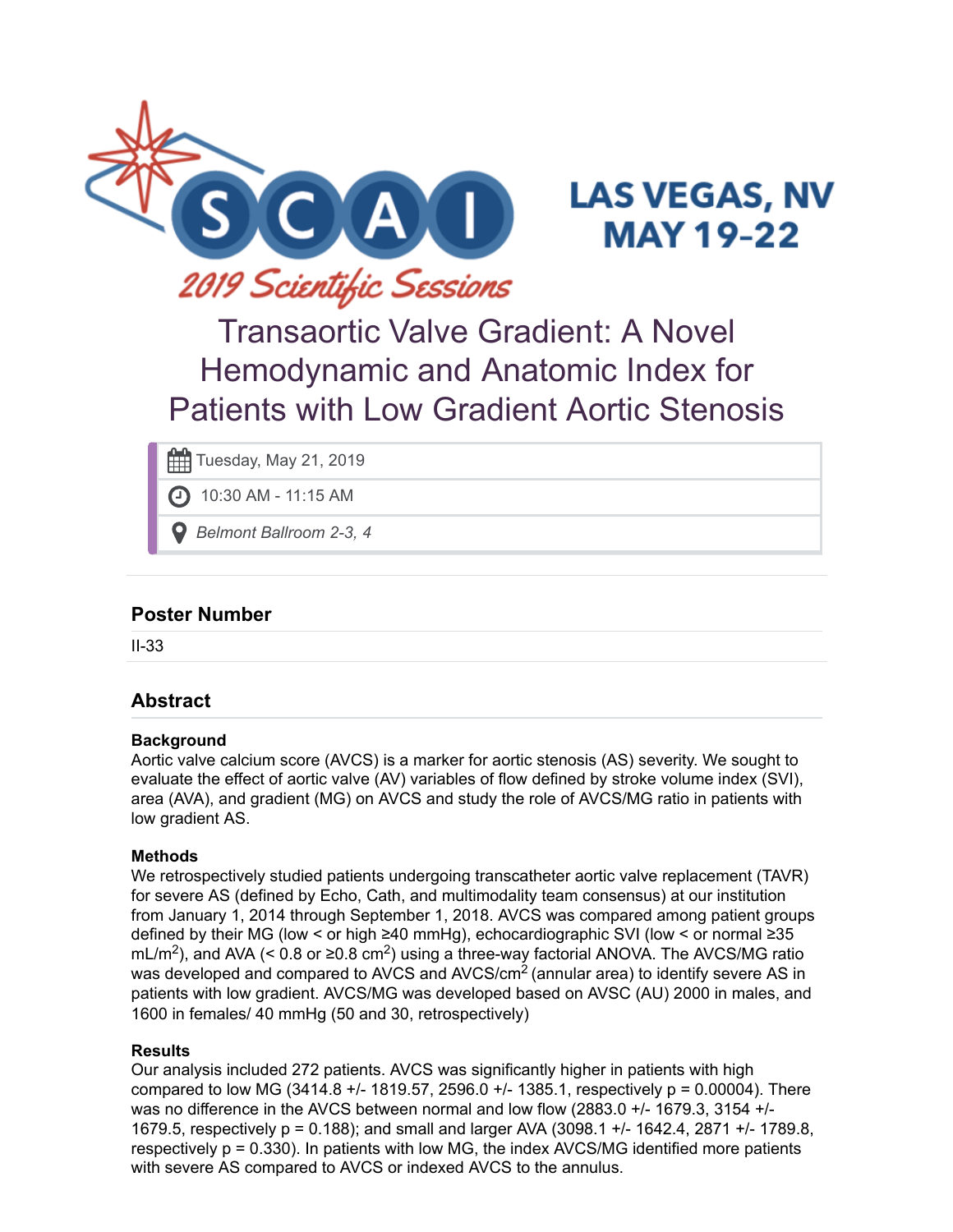# Transaortic Valve Gradient: A Novel Hemodynamic and Anatomic Index for Patients with Low Gradient Aortic Stenosis

Tuesday, May 21, 2019

10:30 AM - 11:15 AM

*Belmont Ballroom 2-3, 4*

## Poster Number

II-33

## Abstract

### Background

Aortic valve calcium score (AVCS) is a marker for aortic stenosis (AS) severity. We sought to evaluate the effect of aortic valve (AV) variables of flow defined by stroke volume index (SVI), area (AVA), and gradient (MG) on AVCS and study the role of AVCS/MG ratio in patients with low gradient AS.

### Methods

We retrospectively studied patients undergoing transcatheter aortic valve replacement (TAVR) for severe AS (defined by Echo, Cath, and multimodality team consensus) at our institution from January 1, 2014 through September 1, 2018. AVCS was compared among patient groups defined by their MG (low < or high ≥40 mmHg), echocardiographic SVI (low < or normal ≥35 mL/m$^2$), and AVA (< 0.8 or ≥0.8 cm$^2$) using a three-way factorial ANOVA. The AVCS/MG ratio was developed and compared to AVCS and AVCS/cm$^2$ (annular area) to identify severe AS in patients with low gradient. AVCS/MG was developed based on AVSC (AU) 2000 in males, and 1600 in females/ 40 mmHg (50 and 30, retrospectively)

### Results

Our analysis included 272 patients. AVCS was significantly higher in patients with high compared to low MG (3414.8 +/- 1819.57, 2596.0 +/- 1385.1, respectively p = 0.00004). There was no difference in the AVCS between normal and low flow (2883.0 +/- 1679.3, 3154 +/- 1679.5, respectively p = 0.188); and small and larger AVA (3098.1 +/- 1642.4, 2871 +/- 1789.8, respectively p = 0.330). In patients with low MG, the index AVCS/MG identified more patients with severe AS compared to AVCS or indexed AVCS to the annulus.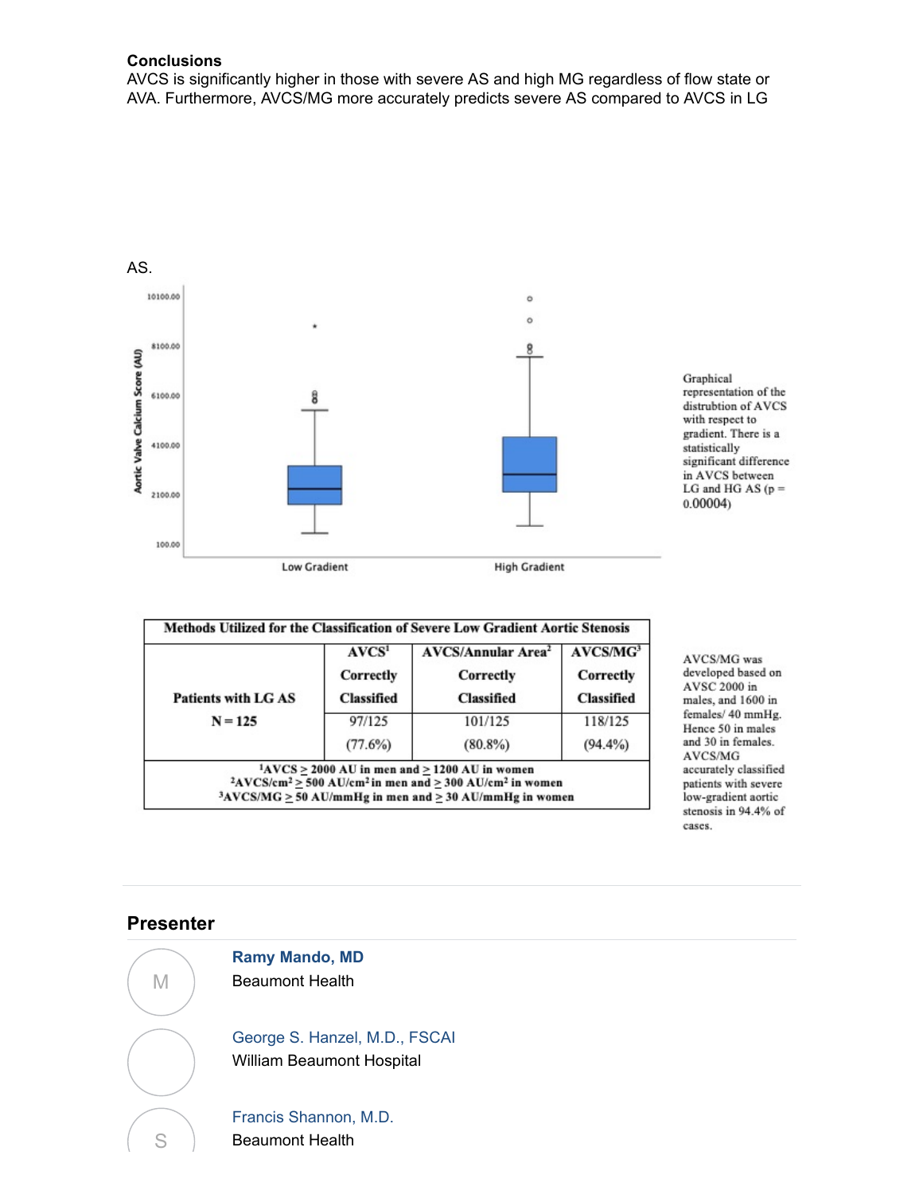**Conclusions**

AVCS is significantly higher in those with severe AS and high MG regardless of flow state or AVA. Furthermore, AVCS/MG more accurately predicts severe AS compared to AVCS in LG AS.

Graphical representation of the distrubtion of AVCS with respect to gradient. There is a statistically significant difference in AVCS between LG and HG AS (p = 0.00004)

| Methods Utilized for the Classification of Severe Low Gradient Aortic Stenosis | | | |
|---|---|---|---|
| Patients with LG AS N = 125 | AVCS[1] Correctly Classified | AVCS/Annular Area[2] Correctly Classified | AVCS/MG[3] Correctly Classified |
| | 97/125 (77.6%) | 101/125 (80.8%) | 118/125 (94.4%) |

[1]AVCS ≥ 2000 AU in men and ≥ 1200 AU in women
[2]AVCS/cm² ≥ 500 AU/cm² in men and ≥ 300 AU/cm² in women
[3]AVCS/MG ≥ 50 AU/mmHg in men and ≥ 30 AU/mmHg in women

AVCS/MG was developed based on AVSC 2000 in males, and 1600 in females/ 40 mmHg. Hence 50 in males and 30 in females. AVCS/MG accurately classified patients with severe low-gradient aortic stenosis in 94.4% of cases.

## Presenter

**Ramy Mando, MD**
Beaumont Health

George S. Hanzel, M.D., FSCAI
William Beaumont Hospital

Francis Shannon, M.D.
Beaumont Health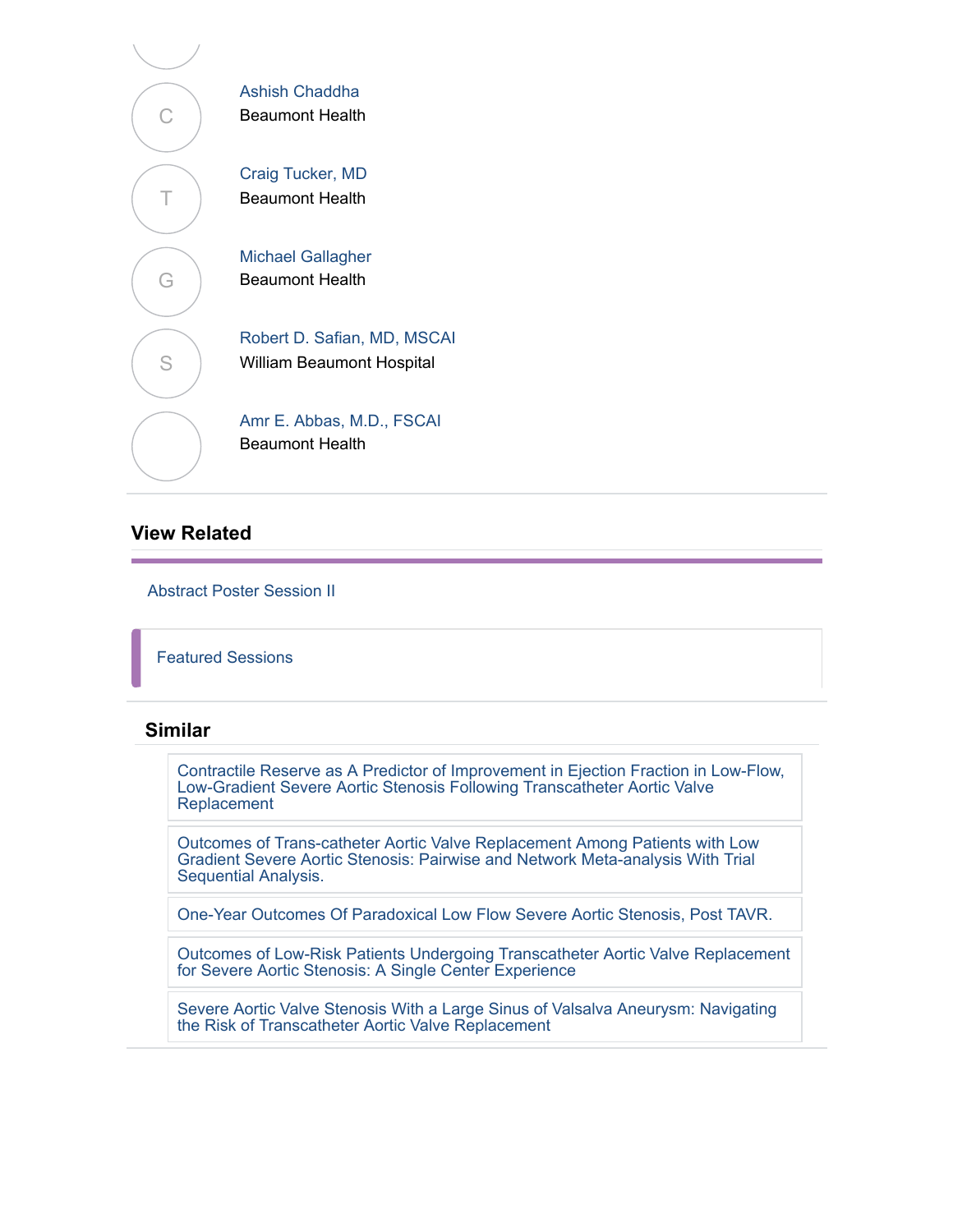Ashish Chaddha
Beaumont Health

Craig Tucker, MD
Beaumont Health

Michael Gallagher
Beaumont Health

Robert D. Safian, MD, MSCAI
William Beaumont Hospital

Amr E. Abbas, M.D., FSCAI
Beaumont Health

## View Related

Abstract Poster Session II

Featured Sessions

## Similar

- Contractile Reserve as A Predictor of Improvement in Ejection Fraction in Low-Flow, Low-Gradient Severe Aortic Stenosis Following Transcatheter Aortic Valve Replacement
- Outcomes of Trans-catheter Aortic Valve Replacement Among Patients with Low Gradient Severe Aortic Stenosis: Pairwise and Network Meta-analysis With Trial Sequential Analysis.
- One-Year Outcomes Of Paradoxical Low Flow Severe Aortic Stenosis, Post TAVR.
- Outcomes of Low-Risk Patients Undergoing Transcatheter Aortic Valve Replacement for Severe Aortic Stenosis: A Single Center Experience
- Severe Aortic Valve Stenosis With a Large Sinus of Valsalva Aneurysm: Navigating the Risk of Transcatheter Aortic Valve Replacement